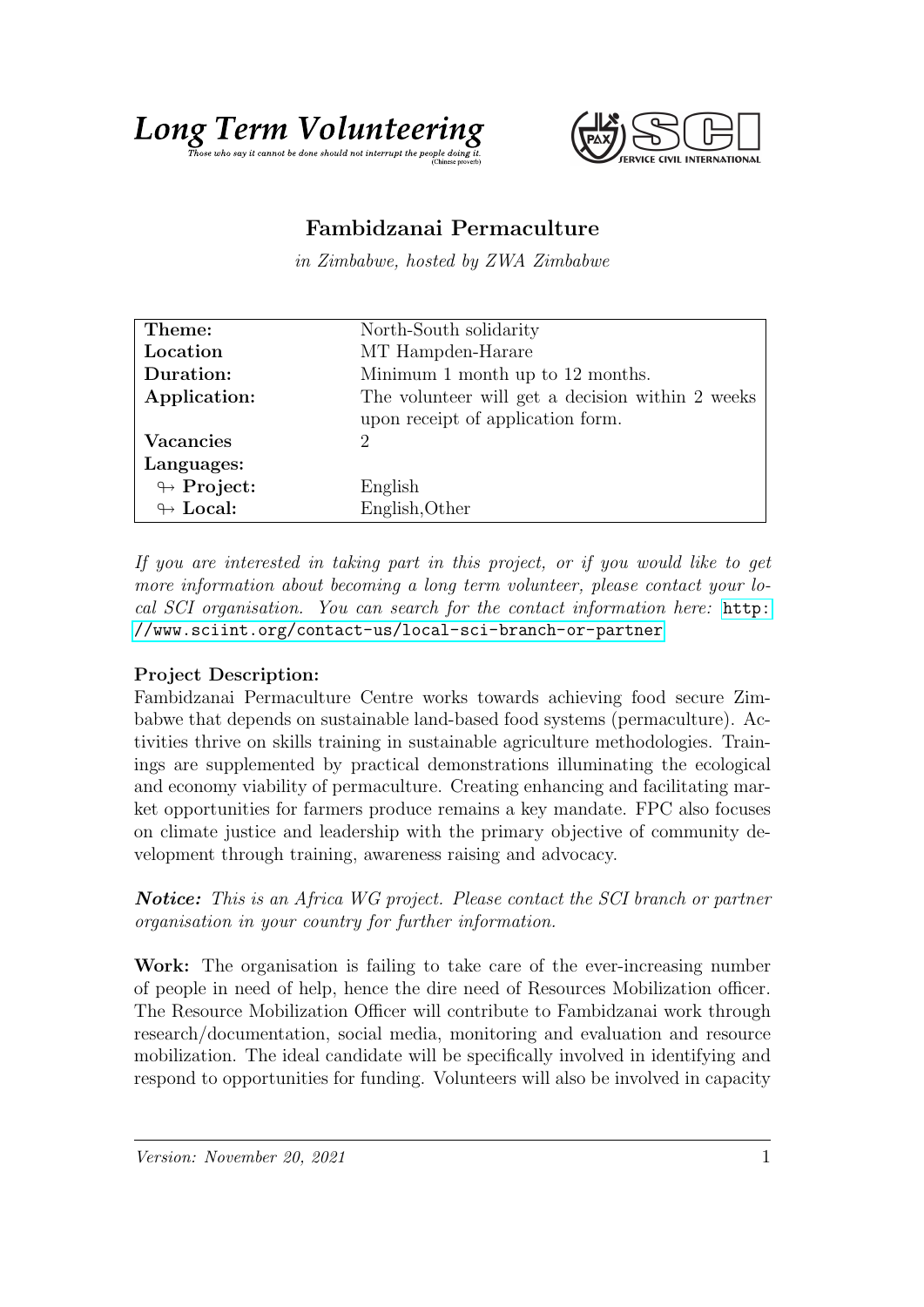**Long Term Volunteering**

*Those who say it cannot be done should not interrupt the people doing it.* (Chinese proverb)

SERVICE CIVIL INTERNATIONAL

# Fambidzanai Permaculture

*in Zimbabwe, hosted by ZWA Zimbabwe*

| | |
|---|---|
| **Theme:** | North-South solidarity |
| **Location** | MT Hampden-Harare |
| **Duration:** | Minimum 1 month up to 12 months. |
| **Application:** | The volunteer will get a decision within 2 weeks upon receipt of application form. |
| **Vacancies** | 2 |
| **Languages:** | |
| ↬ **Project:** | English |
| ↬ **Local:** | English,Other |

*If you are interested in taking part in this project, or if you would like to get more information about becoming a long term volunteer, please contact your local SCI organisation. You can search for the contact information here:* http://www.sciint.org/contact-us/local-sci-branch-or-partner

**Project Description:**
Fambidzanai Permaculture Centre works towards achieving food secure Zimbabwe that depends on sustainable land-based food systems (permaculture). Activities thrive on skills training in sustainable agriculture methodologies. Trainings are supplemented by practical demonstrations illuminating the ecological and economy viability of permaculture. Creating enhancing and facilitating market opportunities for farmers produce remains a key mandate. FPC also focuses on climate justice and leadership with the primary objective of community development through training, awareness raising and advocacy.

***Notice:*** *This is an Africa WG project. Please contact the SCI branch or partner organisation in your country for further information.*

**Work:** The organisation is failing to take care of the ever-increasing number of people in need of help, hence the dire need of Resources Mobilization officer. The Resource Mobilization Officer will contribute to Fambidzanai work through research/documentation, social media, monitoring and evaluation and resource mobilization. The ideal candidate will be specifically involved in identifying and respond to opportunities for funding. Volunteers will also be involved in capacity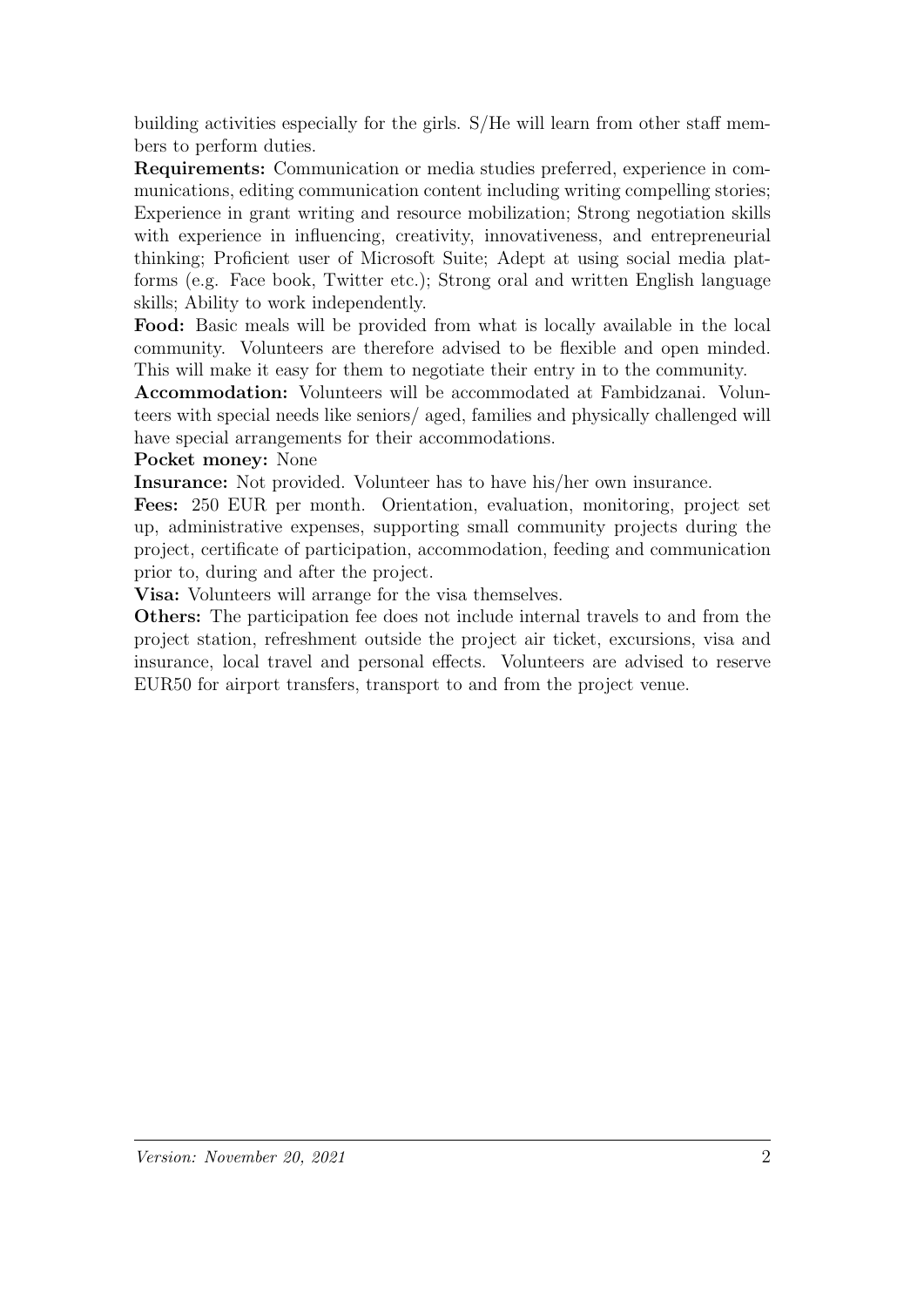building activities especially for the girls. S/He will learn from other staff members to perform duties.

**Requirements:** Communication or media studies preferred, experience in communications, editing communication content including writing compelling stories; Experience in grant writing and resource mobilization; Strong negotiation skills with experience in influencing, creativity, innovativeness, and entrepreneurial thinking; Proficient user of Microsoft Suite; Adept at using social media platforms (e.g. Face book, Twitter etc.); Strong oral and written English language skills; Ability to work independently.

**Food:** Basic meals will be provided from what is locally available in the local community. Volunteers are therefore advised to be flexible and open minded. This will make it easy for them to negotiate their entry in to the community.

**Accommodation:** Volunteers will be accommodated at Fambidzanai. Volunteers with special needs like seniors/ aged, families and physically challenged will have special arrangements for their accommodations.

**Pocket money:** None

**Insurance:** Not provided. Volunteer has to have his/her own insurance.

**Fees:** 250 EUR per month. Orientation, evaluation, monitoring, project set up, administrative expenses, supporting small community projects during the project, certificate of participation, accommodation, feeding and communication prior to, during and after the project.

**Visa:** Volunteers will arrange for the visa themselves.

**Others:** The participation fee does not include internal travels to and from the project station, refreshment outside the project air ticket, excursions, visa and insurance, local travel and personal effects. Volunteers are advised to reserve EUR50 for airport transfers, transport to and from the project venue.